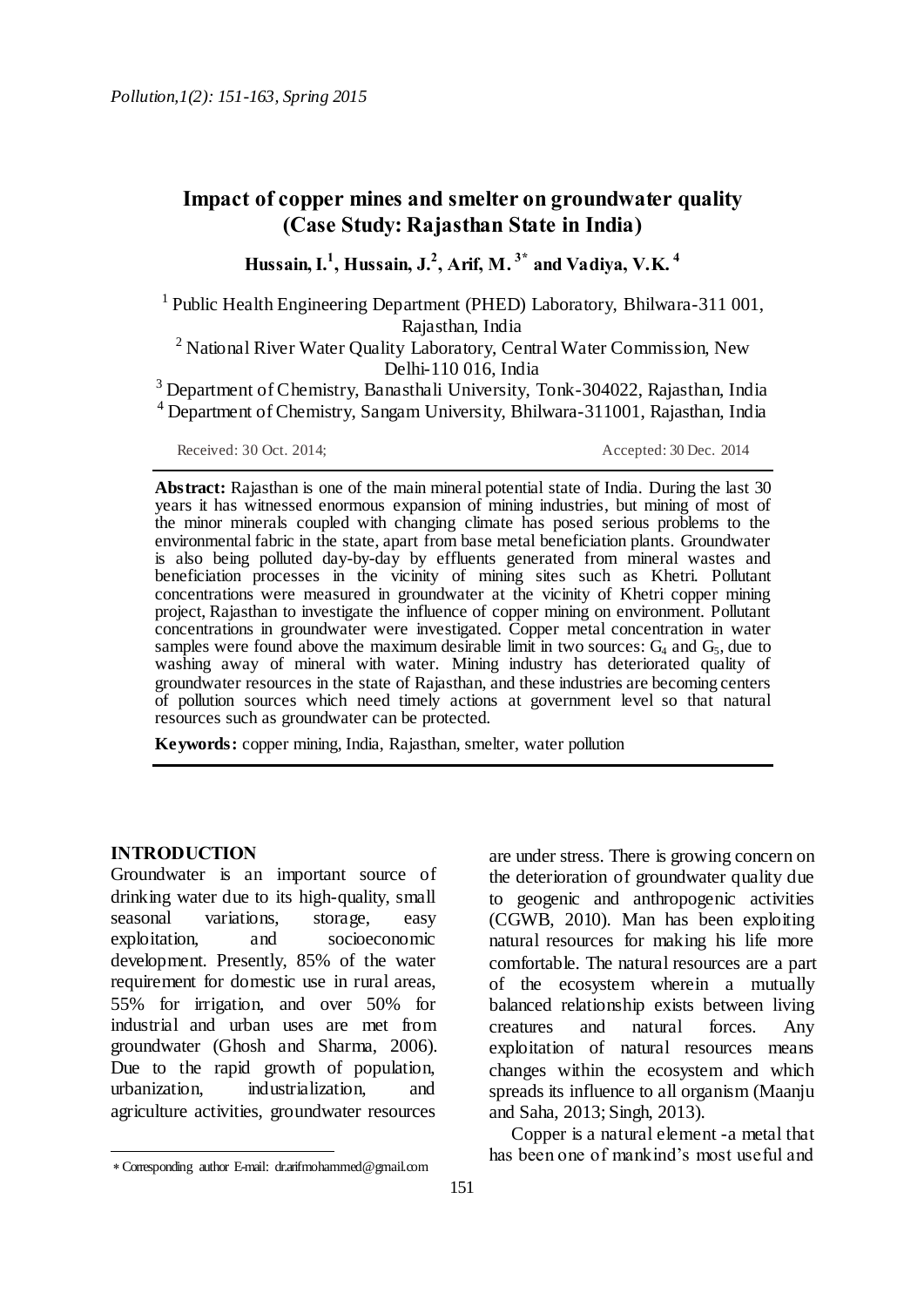# Impact of copper mines and smelter on groundwater quality (Case Study: Rajasthan State in India)

**Hussain, I.[1], Hussain, J.[2], Arif, M.[3*] and Vadiya, V.K.[4]**

[1] Public Health Engineering Department (PHED) Laboratory, Bhilwara-311 001, Rajasthan, India

[2] National River Water Quality Laboratory, Central Water Commission, New Delhi-110 016, India

[3] Department of Chemistry, Banasthali University, Tonk-304022, Rajasthan, India

[4] Department of Chemistry, Sangam University, Bhilwara-311001, Rajasthan, India

Received: 30 Oct. 2014; Accepted: 30 Dec. 2014

**Abstract:** Rajasthan is one of the main mineral potential state of India. During the last 30 years it has witnessed enormous expansion of mining industries, but mining of most of the minor minerals coupled with changing climate has posed serious problems to the environmental fabric in the state, apart from base metal beneficiation plants. Groundwater is also being polluted day-by-day by effluents generated from mineral wastes and beneficiation processes in the vicinity of mining sites such as Khetri. Pollutant concentrations were measured in groundwater at the vicinity of Khetri copper mining project, Rajasthan to investigate the influence of copper mining on environment. Pollutant concentrations in groundwater were investigated. Copper metal concentration in water samples were found above the maximum desirable limit in two sources: $G_4$ and $G_5$, due to washing away of mineral with water. Mining industry has deteriorated quality of groundwater resources in the state of Rajasthan, and these industries are becoming centers of pollution sources which need timely actions at government level so that natural resources such as groundwater can be protected.

**Keywords:** copper mining, India, Rajasthan, smelter, water pollution

## INTRODUCTION

Groundwater is an important source of drinking water due to its high-quality, small seasonal variations, storage, easy exploitation, and socioeconomic development. Presently, 85% of the water requirement for domestic use in rural areas, 55% for irrigation, and over 50% for industrial and urban uses are met from groundwater (Ghosh and Sharma, 2006). Due to the rapid growth of population, urbanization, industrialization, and agriculture activities, groundwater resources are under stress. There is growing concern on the deterioration of groundwater quality due to geogenic and anthropogenic activities (CGWB, 2010). Man has been exploiting natural resources for making his life more comfortable. The natural resources are a part of the ecosystem wherein a mutually balanced relationship exists between living creatures and natural forces. Any exploitation of natural resources means changes within the ecosystem and which spreads its influence to all organism (Maanju and Saha, 2013; Singh, 2013).

Copper is a natural element -a metal that has been one of mankind's most useful and

* Corresponding author E-mail: dr.arifmohammed@gmail.com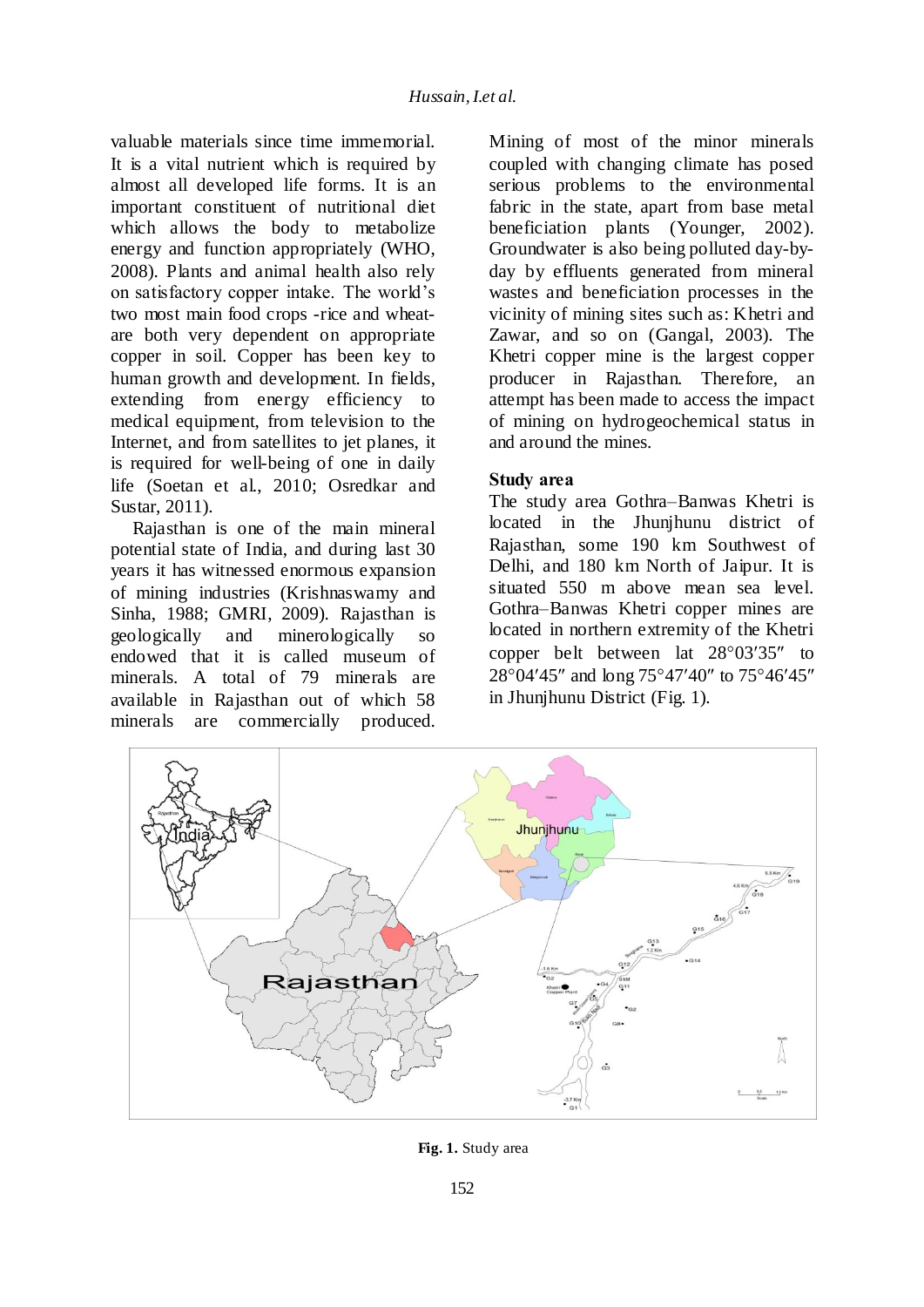valuable materials since time immemorial. It is a vital nutrient which is required by almost all developed life forms. It is an important constituent of nutritional diet which allows the body to metabolize energy and function appropriately (WHO, 2008). Plants and animal health also rely on satisfactory copper intake. The world's two most main food crops -rice and wheat- are both very dependent on appropriate copper in soil. Copper has been key to human growth and development. In fields, extending from energy efficiency to medical equipment, from television to the Internet, and from satellites to jet planes, it is required for well-being of one in daily life (Soetan et al., 2010; Osredkar and Sustar, 2011).

Rajasthan is one of the main mineral potential state of India, and during last 30 years it has witnessed enormous expansion of mining industries (Krishnaswamy and Sinha, 1988; GMRI, 2009). Rajasthan is geologically and minerologically so endowed that it is called museum of minerals. A total of 79 minerals are available in Rajasthan out of which 58 minerals are commercially produced. Mining of most of the minor minerals coupled with changing climate has posed serious problems to the environmental fabric in the state, apart from base metal beneficiation plants (Younger, 2002). Groundwater is also being polluted day-by-day by effluents generated from mineral wastes and beneficiation processes in the vicinity of mining sites such as: Khetri and Zawar, and so on (Gangal, 2003). The Khetri copper mine is the largest copper producer in Rajasthan. Therefore, an attempt has been made to access the impact of mining on hydrogeochemical status in and around the mines.

### Study area

The study area Gothra–Banwas Khetri is located in the Jhunjhunu district of Rajasthan, some 190 km Southwest of Delhi, and 180 km North of Jaipur. It is situated 550 m above mean sea level. Gothra–Banwas Khetri copper mines are located in northern extremity of the Khetri copper belt between lat 28°03′35″ to 28°04′45″ and long 75°47′40″ to 75°46′45″ in Jhunjhunu District (Fig. 1).

**Fig. 1.** Study area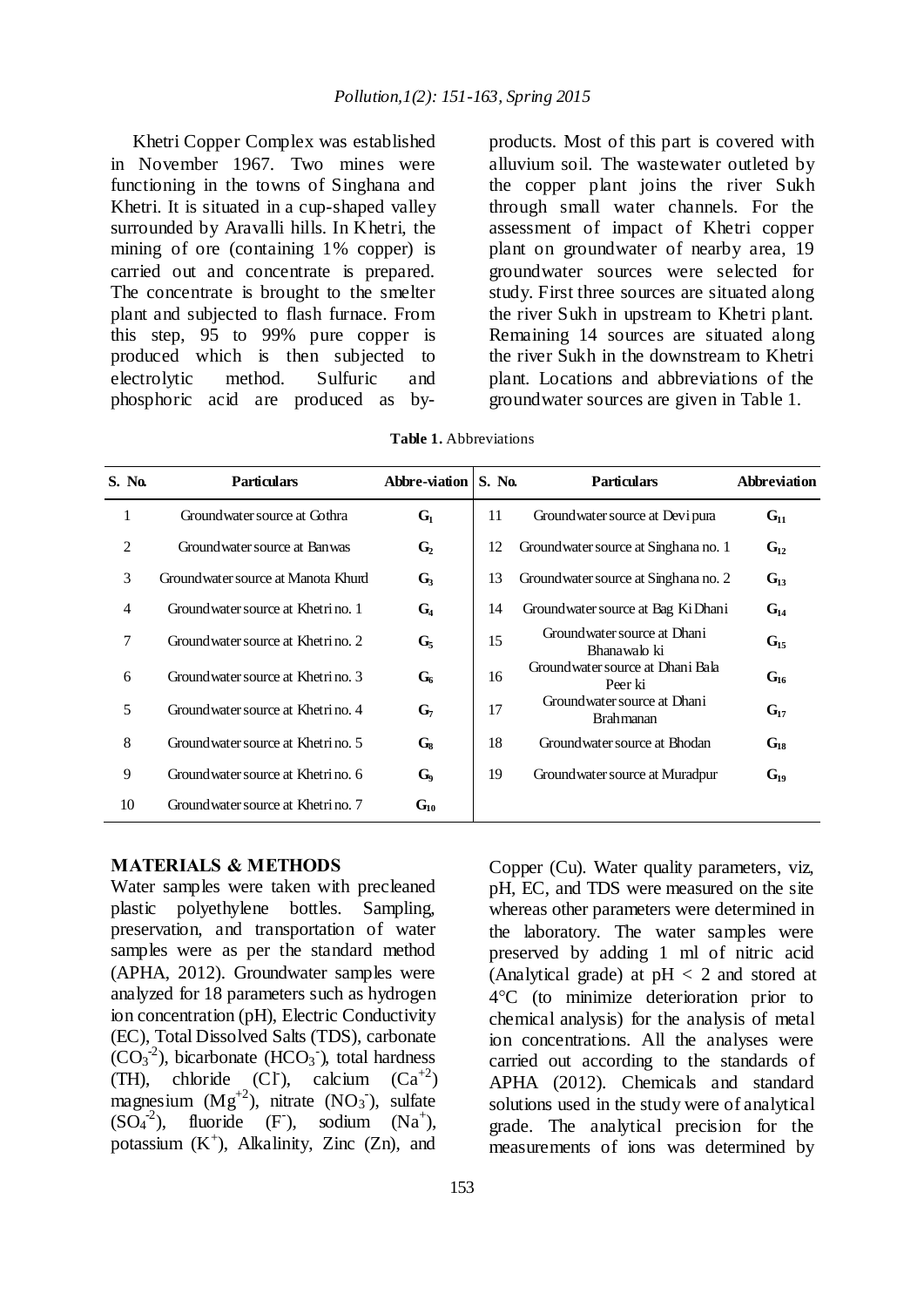Khetri Copper Complex was established in November 1967. Two mines were functioning in the towns of Singhana and Khetri. It is situated in a cup-shaped valley surrounded by Aravalli hills. In Khetri, the mining of ore (containing 1% copper) is carried out and concentrate is prepared. The concentrate is brought to the smelter plant and subjected to flash furnace. From this step, 95 to 99% pure copper is produced which is then subjected to electrolytic method. Sulfuric and phosphoric acid are produced as by-products. Most of this part is covered with alluvium soil. The wastewater outleted by the copper plant joins the river Sukh through small water channels. For the assessment of impact of Khetri copper plant on groundwater of nearby area, 19 groundwater sources were selected for study. First three sources are situated along the river Sukh in upstream to Khetri plant. Remaining 14 sources are situated along the river Sukh in the downstream to Khetri plant. Locations and abbreviations of the groundwater sources are given in Table 1.

**Table 1.** Abbreviations

| S. No. | Particulars | Abbre-viation | S. No. | Particulars | Abbreviation |
|---|---|---|---|---|---|
| 1 | Groundwater source at Gothra | $G_1$ | 11 | Groundwater source at Devi pura | $G_{11}$ |
| 2 | Groundwater source at Banwas | $G_2$ | 12 | Groundwater source at Singhana no. 1 | $G_{12}$ |
| 3 | Groundwater source at Manota Khurd | $G_3$ | 13 | Groundwater source at Singhana no. 2 | $G_{13}$ |
| 4 | Groundwater source at Khetri no. 1 | $G_4$ | 14 | Groundwater source at Bag Ki Dhani | $G_{14}$ |
| 7 | Groundwater source at Khetri no. 2 | $G_5$ | 15 | Groundwater source at Dhani Bhanawalo ki | $G_{15}$ |
| 6 | Groundwater source at Khetri no. 3 | $G_6$ | 16 | Groundwater source at Dhani Bala Peer ki | $G_{16}$ |
| 5 | Groundwater source at Khetri no. 4 | $G_7$ | 17 | Groundwater source at Dhani Brahmanan | $G_{17}$ |
| 8 | Groundwater source at Khetri no. 5 | $G_8$ | 18 | Groundwater source at Bhodan | $G_{18}$ |
| 9 | Groundwater source at Khetri no. 6 | $G_9$ | 19 | Groundwater source at Muradpur | $G_{19}$ |
| 10 | Groundwater source at Khetri no. 7 | $G_{10}$ | | | |

## MATERIALS & METHODS

Water samples were taken with precleaned plastic polyethylene bottles. Sampling, preservation, and transportation of water samples were as per the standard method (APHA, 2012). Groundwater samples were analyzed for 18 parameters such as hydrogen ion concentration (pH), Electric Conductivity (EC), Total Dissolved Salts (TDS), carbonate ($CO_3^{-2}$), bicarbonate ($HCO_3^-$), total hardness (TH), chloride ($Cl^-$), calcium ($Ca^{+2}$) magnesium ($Mg^{+2}$), nitrate ($NO_3^-$), sulfate ($SO_4^{-2}$), fluoride ($F^-$), sodium ($Na^+$), potassium ($K^+$), Alkalinity, Zinc (Zn), and Copper (Cu). Water quality parameters, viz, pH, EC, and TDS were measured on the site whereas other parameters were determined in the laboratory. The water samples were preserved by adding 1 ml of nitric acid (Analytical grade) at pH $< 2$ and stored at 4°C (to minimize deterioration prior to chemical analysis) for the analysis of metal ion concentrations. All the analyses were carried out according to the standards of APHA (2012). Chemicals and standard solutions used in the study were of analytical grade. The analytical precision for the measurements of ions was determined by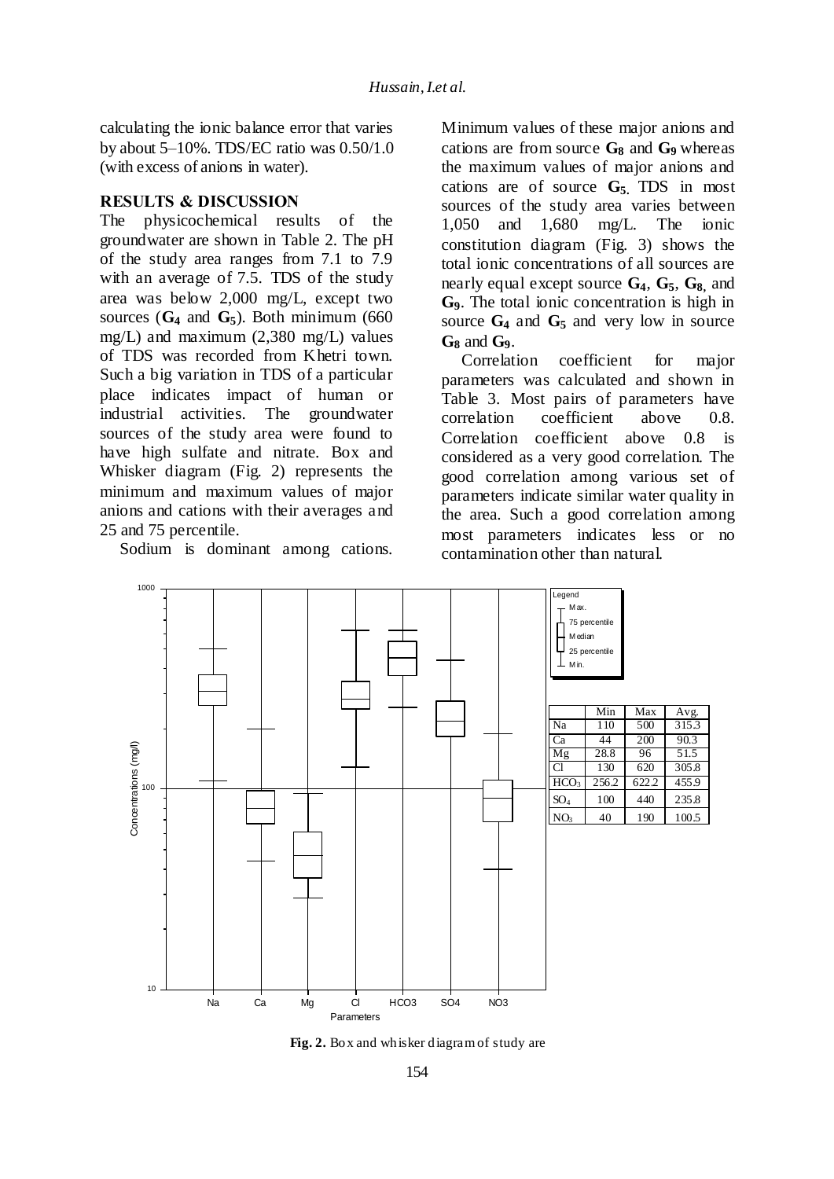calculating the ionic balance error that varies by about 5–10%. TDS/EC ratio was 0.50/1.0 (with excess of anions in water).

## RESULTS & DISCUSSION

The physicochemical results of the groundwater are shown in Table 2. The pH of the study area ranges from 7.1 to 7.9 with an average of 7.5. TDS of the study area was below 2,000 mg/L, except two sources (**$G_4$** and **$G_5$**). Both minimum (660 mg/L) and maximum (2,380 mg/L) values of TDS was recorded from Khetri town. Such a big variation in TDS of a particular place indicates impact of human or industrial activities. The groundwater sources of the study area were found to have high sulfate and nitrate. Box and Whisker diagram (Fig. 2) represents the minimum and maximum values of major anions and cations with their averages and 25 and 75 percentile.

Sodium is dominant among cations. Minimum values of these major anions and cations are from source **$G_8$** and **$G_9$** whereas the maximum values of major anions and cations are of source **$G_5$**. TDS in most sources of the study area varies between 1,050 and 1,680 mg/L. The ionic constitution diagram (Fig. 3) shows the total ionic concentrations of all sources are nearly equal except source **$G_4$**, **$G_5$**, **$G_8$**, and **$G_9$**. The total ionic concentration is high in source **$G_4$** and **$G_5$** and very low in source **$G_8$** and **$G_9$**.

Correlation coefficient for major parameters was calculated and shown in Table 3. Most pairs of parameters have correlation coefficient above 0.8. Correlation coefficient above 0.8 is considered as a very good correlation. The good correlation among various set of parameters indicate similar water quality in the area. Such a good correlation among most parameters indicates less or no contamination other than natural.

| | Min | Max | Avg. |
|---|---|---|---|
| Na | 110 | 500 | 315.3 |
| Ca | 44 | 200 | 90.3 |
| Mg | 28.8 | 96 | 51.5 |
| Cl | 130 | 620 | 305.8 |
| $HCO_3$ | 256.2 | 622.2 | 455.9 |
| $SO_4$ | 100 | 440 | 235.8 |
| $NO_3$ | 40 | 190 | 100.5 |

**Fig. 2.** Box and whisker diagram of study are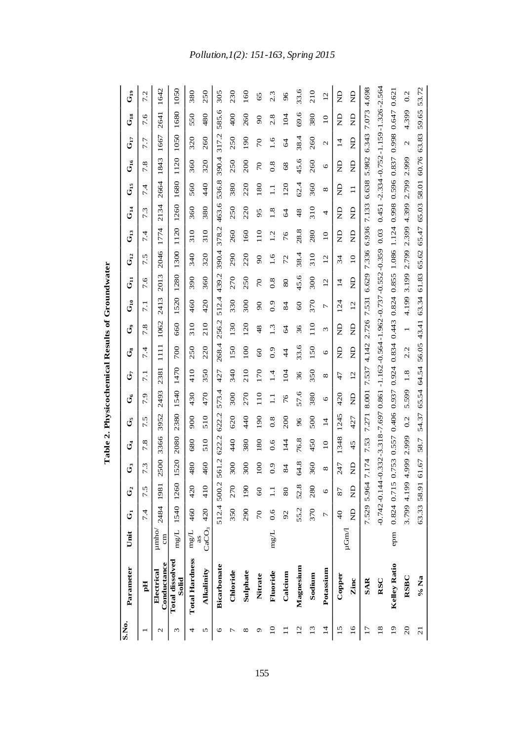**Table 2. Physicochemical Results of Groundwater**

| S.No. | Parameter | Unit | $G_1$ | $G_2$ | $G_3$ | $G_4$ | $G_5$ | $G_6$ | $G_7$ | $G_8$ | $G_9$ | $G_{10}$ | $G_{11}$ | $G_{12}$ | $G_{13}$ | $G_{14}$ | $G_{15}$ | $G_{16}$ | $G_{17}$ | $G_{18}$ | $G_{19}$ |
|---|---|---|---|---|---|---|---|---|---|---|---|---|---|---|---|---|---|---|---|---|---|
| 1 | **pH** | | 7.4 | 7.5 | 7.3 | 7.8 | 7.5 | 7.9 | 7.1 | 7.4 | 7.8 | 7.1 | 7.6 | 7.5 | 7.4 | 7.3 | 7.4 | 7.8 | 7.7 | 7.6 | 7.2 |
| 2 | **Electrical Conductance** | µmho/cm | 2484 | 1981 | 2500 | 3366 | 3952 | 2493 | 2381 | 1111 | 1062 | 2413 | 2013 | 2046 | 1774 | 2134 | 2664 | 1843 | 1667 | 2641 | 1642 |
| 3 | **Total dissolved Solid** | mg/L | 1540 | 1260 | 1520 | 2080 | 2380 | 1540 | 1470 | 700 | 660 | 1520 | 1280 | 1300 | 1120 | 1260 | 1680 | 1120 | 1050 | 1680 | 1050 |
| 4 | **Total Hardness** | mg/L as $CaCO_3$ | 460 | 420 | 480 | 680 | 900 | 430 | 410 | 250 | 310 | 460 | 390 | 340 | 310 | 360 | 560 | 360 | 320 | 550 | 380 |
| 5 | **Alkalinity** | | 420 | 410 | 460 | 510 | 510 | 470 | 350 | 220 | 210 | 420 | 360 | 320 | 310 | 380 | 440 | 320 | 260 | 480 | 250 |
| 6 | **Bicarbonate** | mg/L | 512.4 | 500.2 | 561.2 | 622.2 | 622.2 | 573.4 | 427 | 268.4 | 256.2 | 512.4 | 439.2 | 390.4 | 378.2 | 463.6 | 536.8 | 390.4 | 317.2 | 585.6 | 305 |
| 7 | **Chloride** | | 350 | 270 | 300 | 440 | 620 | 300 | 340 | 150 | 130 | 330 | 270 | 290 | 260 | 250 | 380 | 250 | 250 | 400 | 230 |
| 8 | **Sulphate** | | 290 | 190 | 300 | 380 | 440 | 270 | 210 | 100 | 120 | 300 | 250 | 220 | 160 | 220 | 220 | 200 | 190 | 260 | 160 |
| 9 | **Nitrate** | | 70 | 60 | 100 | 180 | 190 | 110 | 170 | 60 | 48 | 90 | 70 | 90 | 110 | 95 | 180 | 70 | 70 | 90 | 65 |
| 10 | **Fluoride** | | 0.6 | 1.1 | 0.9 | 0.6 | 0.8 | 1.1 | 1.4 | 0.9 | 1.3 | 0.9 | 0.8 | 1.6 | 1.2 | 1.8 | 1.1 | 0.8 | 1.6 | 2.8 | 2.3 |
| 11 | **Calcium** | | 92 | 80 | 84 | 144 | 200 | 76 | 104 | 44 | 64 | 84 | 80 | 72 | 76 | 64 | 120 | 68 | 64 | 104 | 96 |
| 12 | **Magnesium** | | 55.2 | 52.8 | 64.8 | 76.8 | 96 | 57.6 | 36 | 33.6 | 36 | 60 | 45.6 | 38.4 | 28.8 | 48 | 62.4 | 45.6 | 38.4 | 69.6 | 33.6 |
| 13 | **Sodium** | | 370 | 280 | 360 | 450 | 500 | 380 | 350 | 150 | 110 | 370 | 300 | 310 | 280 | 310 | 360 | 260 | 260 | 380 | 210 |
| 14 | **Potassium** | | 7 | 6 | 8 | 10 | 14 | 6 | 8 | 6 | 3 | 7 | 12 | 12 | 10 | 4 | 8 | 6 | 2 | 10 | 12 |
| 15 | **Copper** | µGm/L | 40 | 87 | 247 | 1348 | 1245 | 420 | 47 | ND | ND | 124 | 14 | 34 | ND | ND | ND | ND | 14 | ND | ND |
| 16 | **Zinc** | | ND | ND | ND | 45 | 427 | ND | 12 | ND | ND | 12 | ND | 10 | ND | ND | 11 | ND | ND | ND | ND |
| 17 | **SAR** | | 7.529 | 5.964 | 7.174 | 7.53 | 7.271 | 8.001 | 7.537 | 4.142 | 2.726 | 7.531 | 6.629 | 7.336 | 6.936 | 7.133 | 6.638 | 5.982 | 6.343 | 7.073 | 4.698 |
| 18 | **RSC** | epm | -0.742 | -0.144 | -0.332 | -3.318 | -7.697 | 0.861 | -1.162 | -0.564 | -1.962 | -0.737 | -0.552 | -0.359 | 0.03 | 0.451 | -2.334 | -0.752 | -1.159 | -1.326 | -2.564 |
| 19 | **Kelley Ratio** | | 0.824 | 0.715 | 0.753 | 0.557 | 0.406 | 0.937 | 0.924 | 0.834 | 0.443 | 0.824 | 0.855 | 1.086 | 1.124 | 0.998 | 0.596 | 0.837 | 0.998 | 0.647 | 0.621 |
| 20 | **RSBC** | | 3.799 | 4.199 | 4.999 | 2.999 | 0.2 | 5.599 | 1.8 | 2.2 | 1 | 4.199 | 3.199 | 2.799 | 2.399 | 4.399 | 2.799 | 2.999 | 2 | 4.399 | 0.2 |
| 21 | **% Na** | | 63.33 | 58.91 | 61.67 | 58.7 | 54.37 | 65.54 | 64.54 | 56.05 | 43.41 | 63.34 | 61.83 | 65.62 | 65.47 | 65.03 | 58.01 | 60.76 | 63.83 | 59.65 | 53.72 |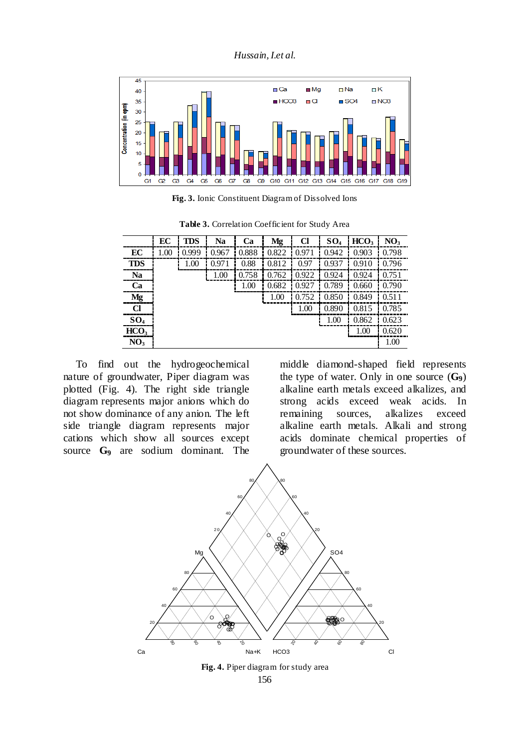**Fig. 3.** Ionic Constituent Diagram of Dissolved Ions

**Table 3.** Correlation Coefficient for Study Area

| | EC | TDS | Na | Ca | Mg | Cl | $SO_4$ | $HCO_3$ | $NO_3$ |
|---|---|---|---|---|---|---|---|---|---|
| **EC** | 1.00 | 0.999 | 0.967 | 0.888 | 0.822 | 0.971 | 0.942 | 0.903 | 0.798 |
| **TDS** | | 1.00 | 0.971 | 0.88 | 0.812 | 0.97 | 0.937 | 0.910 | 0.796 |
| **Na** | | | 1.00 | 0.758 | 0.762 | 0.922 | 0.924 | 0.924 | 0.751 |
| **Ca** | | | | 1.00 | 0.682 | 0.927 | 0.789 | 0.660 | 0.790 |
| **Mg** | | | | | 1.00 | 0.752 | 0.850 | 0.849 | 0.511 |
| **Cl** | | | | | | 1.00 | 0.890 | 0.815 | 0.785 |
| **$SO_4$** | | | | | | | 1.00 | 0.862 | 0.623 |
| **$HCO_3$** | | | | | | | | 1.00 | 0.620 |
| **$NO_3$** | | | | | | | | | 1.00 |

To find out the hydrogeochemical nature of groundwater, Piper diagram was plotted (Fig. 4). The right side triangle diagram represents major anions which do not show dominance of any anion. The left side triangle diagram represents major cations which show all sources except source $G_9$ are sodium dominant. The middle diamond-shaped field represents the type of water. Only in one source ($G_9$) alkaline earth metals exceed alkalizes, and strong acids exceed weak acids. In remaining sources, alkalizes exceed alkaline earth metals. Alkali and strong acids dominate chemical properties of groundwater of these sources.

**Fig. 4.** Piper diagram for study area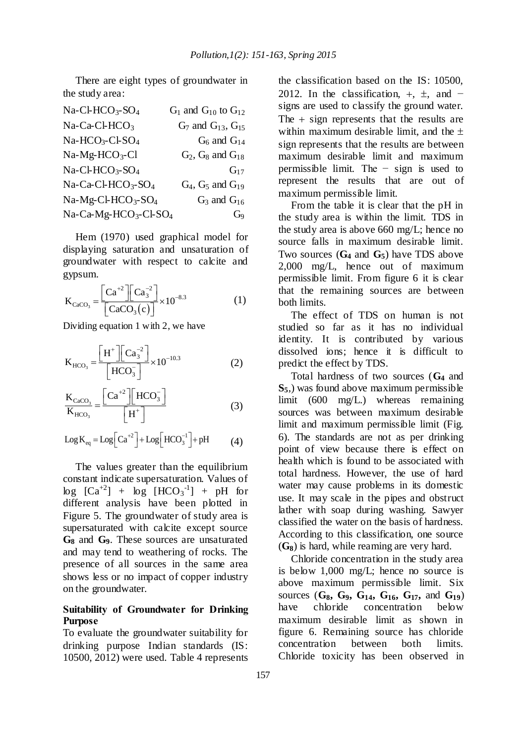There are eight types of groundwater in the study area:

| | |
|---|---|
| Na-Cl-$HCO_3$-$SO_4$ | $G_1$ and $G_{10}$ to $G_{12}$ |
| Na-Ca-Cl-$HCO_3$ | $G_7$ and $G_{13}$, $G_{15}$ |
| Na-$HCO_3$-Cl-$SO_4$ | $G_6$ and $G_{14}$ |
| Na-Mg-$HCO_3$-Cl | $G_2$, $G_8$ and $G_{18}$ |
| Na-Cl-$HCO_3$-$SO_4$ | $G_{17}$ |
| Na-Ca-Cl-$HCO_3$-$SO_4$ | $G_4$, $G_5$ and $G_{19}$ |
| Na-Mg-Cl-$HCO_3$-$SO_4$ | $G_3$ and $G_{16}$ |
| Na-Ca-Mg-$HCO_3$-Cl-$SO_4$ | $G_9$ |

Hem (1970) used graphical model for displaying saturation and unsaturation of groundwater with respect to calcite and gypsum.

$$K_{CaCO_3} = \frac{\left[Ca^{+2}\right]\left[Ca_3^{-2}\right]}{\left[CaCO_3(c)\right]} \times 10^{-8.3} \tag{1}$$

Dividing equation 1 with 2, we have

$$K_{HCO_3} = \frac{\left[H^{+}\right]\left[Ca_3^{-2}\right]}{\left[HCO_3^{-}\right]} \times 10^{-10.3} \tag{2}$$

$$\frac{K_{CaCO_3}}{K_{HCO_3}} = \frac{\left[Ca^{+2}\right]\left[HCO_3^{-}\right]}{\left[H^{+}\right]} \tag{3}$$

$$\mathrm{Log}\,K_{eq} = \mathrm{Log}\left[Ca^{+2}\right] + \mathrm{Log}\left[HCO_3^{-1}\right] + pH \tag{4}$$

The values greater than the equilibrium constant indicate supersaturation. Values of log $[Ca^{+2}]$ + log $[HCO_3^{-1}]$ + pH for different analysis have been plotted in Figure 5. The groundwater of study area is supersaturated with calcite except source **$G_8$** and **$G_9$**. These sources are unsaturated and may tend to weathering of rocks. The presence of all sources in the same area shows less or no impact of copper industry on the groundwater.

## Suitability of Groundwater for Drinking Purpose

To evaluate the groundwater suitability for drinking purpose Indian standards (IS: 10500, 2012) were used. Table 4 represents the classification based on the IS: 10500, 2012. In the classification, +, ±, and − signs are used to classify the ground water. The + sign represents that the results are within maximum desirable limit, and the ± sign represents that the results are between maximum desirable limit and maximum permissible limit. The − sign is used to represent the results that are out of maximum permissible limit.

From the table it is clear that the pH in the study area is within the limit. TDS in the study area is above 660 mg/L; hence no source falls in maximum desirable limit. Two sources (**$G_4$** and **$G_5$**) have TDS above 2,000 mg/L, hence out of maximum permissible limit. From figure 6 it is clear that the remaining sources are between both limits.

The effect of TDS on human is not studied so far as it has no individual identity. It is contributed by various dissolved ions; hence it is difficult to predict the effect by TDS.

Total hardness of two sources (**$G_4$** and **$S_5$**,) was found above maximum permissible limit (600 mg/L.) whereas remaining sources was between maximum desirable limit and maximum permissible limit (Fig. 6). The standards are not as per drinking point of view because there is effect on health which is found to be associated with total hardness. However, the use of hard water may cause problems in its domestic use. It may scale in the pipes and obstruct lather with soap during washing. Sawyer classified the water on the basis of hardness. According to this classification, one source (**$G_8$**) is hard, while reaming are very hard.

Chloride concentration in the study area is below 1,000 mg/L; hence no source is above maximum permissible limit. Six sources (**$G_8$, $G_9$, $G_{14}$, $G_{16}$, $G_{17}$,** and **$G_{19}$**) have chloride concentration below maximum desirable limit as shown in figure 6. Remaining source has chloride concentration between both limits. Chloride toxicity has been observed in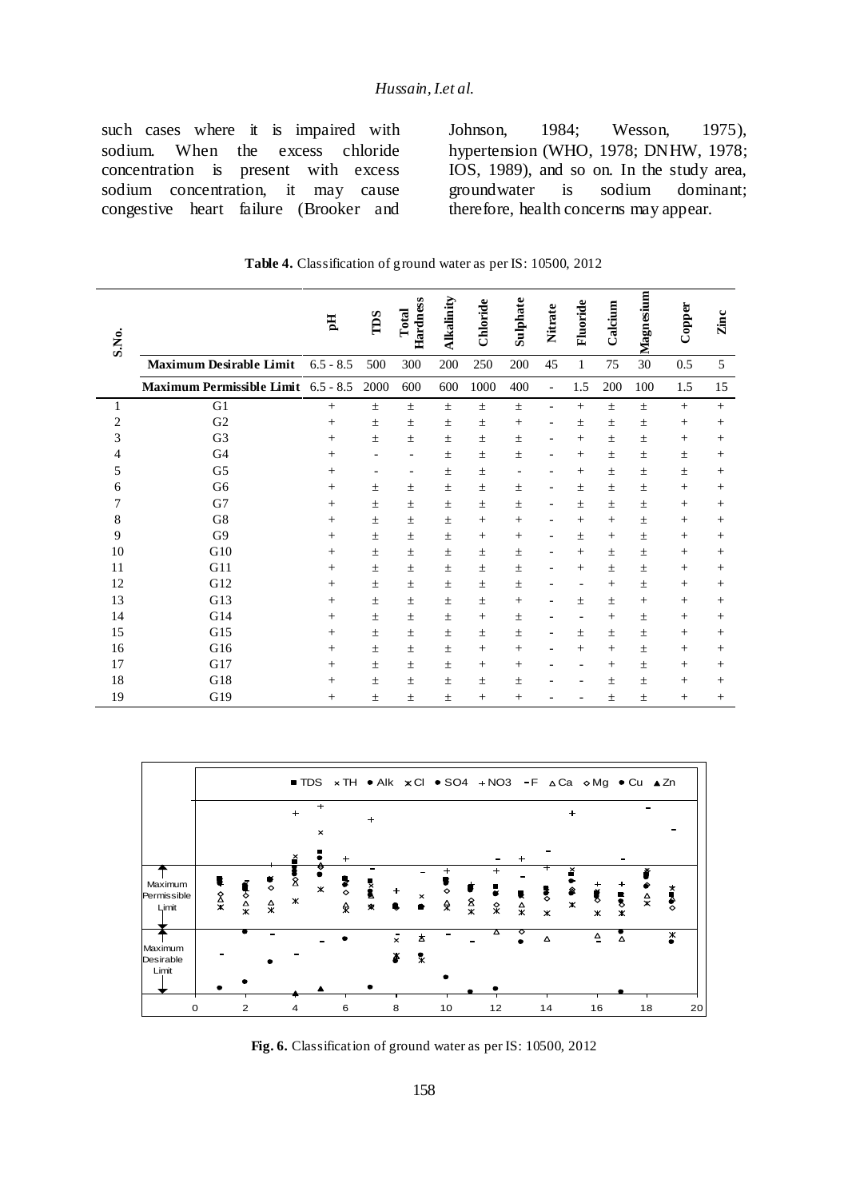such cases where it is impaired with sodium. When the excess chloride concentration is present with excess sodium concentration, it may cause congestive heart failure (Brooker and Johnson, 1984; Wesson, 1975), hypertension (WHO, 1978; DNHW, 1978; IOS, 1989), and so on. In the study area, groundwater is sodium dominant; therefore, health concerns may appear.

**Table 4.** Classification of ground water as per IS: 10500, 2012

| S.No. | | pH | TDS | Total Hardness | Alkalinity | Chloride | Sulphate | Nitrate | Fluoride | Calcium | Magnesium | Copper | Zinc |
|---|---|---|---|---|---|---|---|---|---|---|---|---|---|
| | **Maximum Desirable Limit** | 6.5 - 8.5 | 500 | 300 | 200 | 250 | 200 | 45 | 1 | 75 | 30 | 0.5 | 5 |
| | **Maximum Permissible Limit** | 6.5 - 8.5 | 2000 | 600 | 600 | 1000 | 400 | - | 1.5 | 200 | 100 | 1.5 | 15 |
| 1 | G1 | + | ± | ± | ± | ± | ± | - | + | ± | ± | + | + |
| 2 | G2 | + | ± | ± | ± | ± | + | - | ± | ± | ± | + | + |
| 3 | G3 | + | ± | ± | ± | ± | ± | - | + | ± | ± | + | + |
| 4 | G4 | + | - | - | ± | ± | ± | - | + | ± | ± | ± | + |
| 5 | G5 | + | - | - | ± | ± | - | - | + | ± | ± | ± | + |
| 6 | G6 | + | ± | ± | ± | ± | ± | - | ± | ± | ± | + | + |
| 7 | G7 | + | ± | ± | ± | ± | ± | - | ± | ± | ± | + | + |
| 8 | G8 | + | ± | ± | ± | + | + | - | + | + | ± | + | + |
| 9 | G9 | + | ± | ± | ± | + | + | - | ± | + | ± | + | + |
| 10 | G10 | + | ± | ± | ± | ± | ± | - | + | ± | ± | + | + |
| 11 | G11 | + | ± | ± | ± | ± | ± | - | + | ± | ± | + | + |
| 12 | G12 | + | ± | ± | ± | ± | ± | - | - | + | ± | + | + |
| 13 | G13 | + | ± | ± | ± | ± | + | - | ± | ± | + | + | + |
| 14 | G14 | + | ± | ± | ± | + | ± | - | - | + | ± | + | + |
| 15 | G15 | + | ± | ± | ± | ± | ± | - | ± | ± | ± | + | + |
| 16 | G16 | + | ± | ± | ± | + | + | - | + | + | ± | + | + |
| 17 | G17 | + | ± | ± | ± | + | + | - | - | + | ± | + | + |
| 18 | G18 | + | ± | ± | ± | ± | ± | - | - | ± | ± | + | + |
| 19 | G19 | + | ± | ± | ± | + | + | - | - | ± | ± | + | + |

**Fig. 6.** Classification of ground water as per IS: 10500, 2012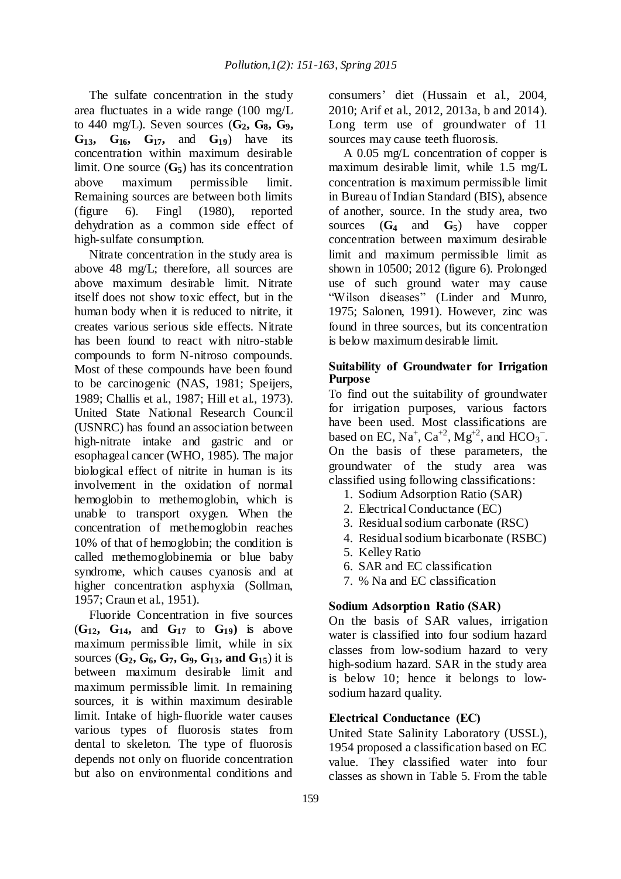The sulfate concentration in the study area fluctuates in a wide range (100 mg/L to 440 mg/L). Seven sources (**$G_2$, $G_8$, $G_9$, $G_{13}$, $G_{16}$, $G_{17}$,** and **$G_{19}$**) have its concentration within maximum desirable limit. One source (**$G_5$**) has its concentration above maximum permissible limit. Remaining sources are between both limits (figure 6). Fingl (1980), reported dehydration as a common side effect of high-sulfate consumption.

Nitrate concentration in the study area is above 48 mg/L; therefore, all sources are above maximum desirable limit. Nitrate itself does not show toxic effect, but in the human body when it is reduced to nitrite, it creates various serious side effects. Nitrate has been found to react with nitro-stable compounds to form N-nitroso compounds. Most of these compounds have been found to be carcinogenic (NAS, 1981; Speijers, 1989; Challis et al., 1987; Hill et al., 1973). United State National Research Council (USNRC) has found an association between high-nitrate intake and gastric and or esophageal cancer (WHO, 1985). The major biological effect of nitrite in human is its involvement in the oxidation of normal hemoglobin to methemoglobin, which is unable to transport oxygen. When the concentration of methemoglobin reaches 10% of that of hemoglobin; the condition is called methemoglobinemia or blue baby syndrome, which causes cyanosis and at higher concentration asphyxia (Sollman, 1957; Craun et al., 1951).

Fluoride Concentration in five sources (**$G_{12}$, $G_{14}$,** and **$G_{17}$** to **$G_{19}$)** is above maximum permissible limit, while in six sources (**$G_2$, $G_6$, $G_7$, $G_9$, $G_{13}$, and $G_{15}$**) it is between maximum desirable limit and maximum permissible limit. In remaining sources, it is within maximum desirable limit. Intake of high-fluoride water causes various types of fluorosis states from dental to skeleton. The type of fluorosis depends not only on fluoride concentration but also on environmental conditions and consumers' diet (Hussain et al., 2004, 2010; Arif et al., 2012, 2013a, b and 2014). Long term use of groundwater of 11 sources may cause teeth fluorosis.

A 0.05 mg/L concentration of copper is maximum desirable limit, while 1.5 mg/L concentration is maximum permissible limit in Bureau of Indian Standard (BIS), absence of another, source. In the study area, two sources (**$G_4$** and **$G_5$**) have copper concentration between maximum desirable limit and maximum permissible limit as shown in 10500; 2012 (figure 6). Prolonged use of such ground water may cause "Wilson diseases" (Linder and Munro, 1975; Salonen, 1991). However, zinc was found in three sources, but its concentration is below maximum desirable limit.

## Suitability of Groundwater for Irrigation Purpose

To find out the suitability of groundwater for irrigation purposes, various factors have been used. Most classifications are based on EC, $Na^+$, $Ca^{+2}$, $Mg^{+2}$, and $HCO_3^-$. On the basis of these parameters, the groundwater of the study area was classified using following classifications:

1. Sodium Adsorption Ratio (SAR)
2. Electrical Conductance (EC)
3. Residual sodium carbonate (RSC)
4. Residual sodium bicarbonate (RSBC)
5. Kelley Ratio
6. SAR and EC classification
7. % Na and EC classification

### Sodium Adsorption Ratio (SAR)

On the basis of SAR values, irrigation water is classified into four sodium hazard classes from low-sodium hazard to very high-sodium hazard. SAR in the study area is below 10; hence it belongs to low-sodium hazard quality.

### Electrical Conductance (EC)

United State Salinity Laboratory (USSL), 1954 proposed a classification based on EC value. They classified water into four classes as shown in Table 5. From the table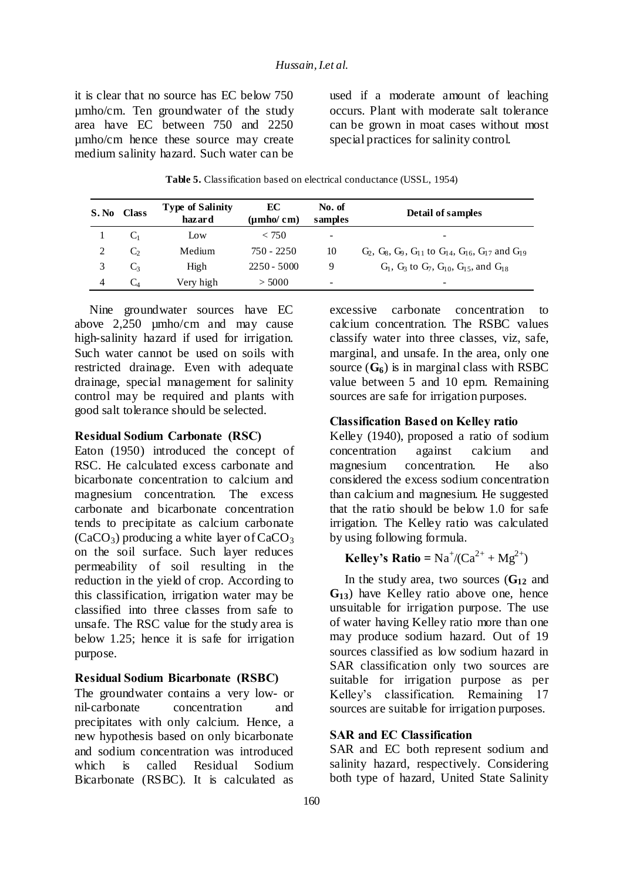it is clear that no source has EC below 750 µmho/cm. Ten groundwater of the study area have EC between 750 and 2250 µmho/cm hence these source may create medium salinity hazard. Such water can be used if a moderate amount of leaching occurs. Plant with moderate salt tolerance can be grown in moat cases without most special practices for salinity control.

**Table 5.** Classification based on electrical conductance (USSL, 1954)

| S. No | Class | Type of Salinity hazard | EC (µmho/cm) | No. of samples | Detail of samples |
|---|---|---|---|---|---|
| 1 | $C_1$ | Low | < 750 | - | - |
| 2 | $C_2$ | Medium | 750 - 2250 | 10 | $G_2$, $G_8$, $G_9$, $G_{11}$ to $G_{14}$, $G_{16}$, $G_{17}$ and $G_{19}$ |
| 3 | $C_3$ | High | 2250 - 5000 | 9 | $G_1$, $G_3$ to $G_7$, $G_{10}$, $G_{15}$, and $G_{18}$ |
| 4 | $C_4$ | Very high | > 5000 | - | - |

Nine groundwater sources have EC above 2,250 µmho/cm and may cause high-salinity hazard if used for irrigation. Such water cannot be used on soils with restricted drainage. Even with adequate drainage, special management for salinity control may be required and plants with good salt tolerance should be selected.

#### Residual Sodium Carbonate (RSC)

Eaton (1950) introduced the concept of RSC. He calculated excess carbonate and bicarbonate concentration to calcium and magnesium concentration. The excess carbonate and bicarbonate concentration tends to precipitate as calcium carbonate ($CaCO_3$) producing a white layer of $CaCO_3$ on the soil surface. Such layer reduces permeability of soil resulting in the reduction in the yield of crop. According to this classification, irrigation water may be classified into three classes from safe to unsafe. The RSC value for the study area is below 1.25; hence it is safe for irrigation purpose.

#### Residual Sodium Bicarbonate (RSBC)

The groundwater contains a very low- or nil-carbonate concentration and precipitates with only calcium. Hence, a new hypothesis based on only bicarbonate and sodium concentration was introduced which is called Residual Sodium Bicarbonate (RSBC). It is calculated as excessive carbonate concentration to calcium concentration. The RSBC values classify water into three classes, viz, safe, marginal, and unsafe. In the area, only one source (**$G_6$**) is in marginal class with RSBC value between 5 and 10 epm. Remaining sources are safe for irrigation purposes.

#### Classification Based on Kelley ratio

Kelley (1940), proposed a ratio of sodium concentration against calcium and magnesium concentration. He also considered the excess sodium concentration than calcium and magnesium. He suggested that the ratio should be below 1.0 for safe irrigation. The Kelley ratio was calculated by using following formula.

$$\textbf{Kelley's Ratio} = Na^{+}/(Ca^{2+} + Mg^{2+})$$

In the study area, two sources (**$G_{12}$** and **$G_{13}$**) have Kelley ratio above one, hence unsuitable for irrigation purpose. The use of water having Kelley ratio more than one may produce sodium hazard. Out of 19 sources classified as low sodium hazard in SAR classification only two sources are suitable for irrigation purpose as per Kelley's classification. Remaining 17 sources are suitable for irrigation purposes.

#### SAR and EC Classification

SAR and EC both represent sodium and salinity hazard, respectively. Considering both type of hazard, United State Salinity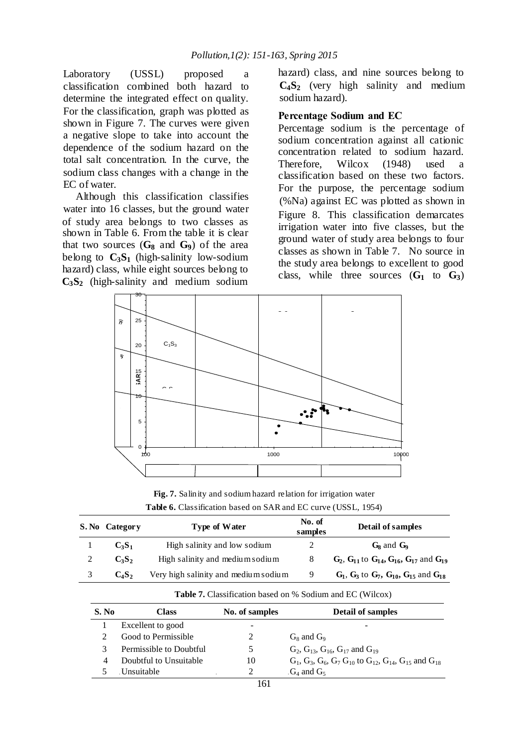Laboratory (USSL) proposed a classification combined both hazard to determine the integrated effect on quality. For the classification, graph was plotted as shown in Figure 7. The curves were given a negative slope to take into account the dependence of the sodium hazard on the total salt concentration. In the curve, the sodium class changes with a change in the EC of water.

Although this classification classifies water into 16 classes, but the ground water of study area belongs to two classes as shown in Table 6. From the table it is clear that two sources (**$G_8$** and **$G_9$**) of the area belong to **$C_3S_1$** (high-salinity low-sodium hazard) class, while eight sources belong to **$C_3S_2$** (high-salinity and medium sodium hazard) class, and nine sources belong to **$C_4S_2$** (very high salinity and medium sodium hazard).

### Percentage Sodium and EC

Percentage sodium is the percentage of sodium concentration against all cationic concentration related to sodium hazard. Therefore, Wilcox (1948) used a classification based on these two factors. For the purpose, the percentage sodium (%Na) against EC was plotted as shown in Figure 8. This classification demarcates irrigation water into five classes, but the ground water of study area belongs to four classes as shown in Table 7. No source in the study area belongs to excellent to good class, while three sources (**$G_1$** to **$G_3$**)

**Fig. 7.** Salinity and sodium hazard relation for irrigation water

**Table 6.** Classification based on SAR and EC curve (USSL, 1954)

| S. No | Category | Type of Water | No. of samples | Detail of samples |
|---|---|---|---|---|
| 1 | $C_3S_1$ | High salinity and low sodium | 2 | $G_8$ and $G_9$ |
| 2 | $C_3S_2$ | High salinity and medium sodium | 8 | $G_2$, $G_{11}$ to $G_{14}$, $G_{16}$, $G_{17}$ and $G_{19}$ |
| 3 | $C_4S_2$ | Very high salinity and medium sodium | 9 | $G_1$, $G_3$ to $G_7$, $G_{10}$, $G_{15}$ and $G_{18}$ |

**Table 7.** Classification based on % Sodium and EC (Wilcox)

| S. No | Class | No. of samples | Detail of samples |
|---|---|---|---|
| 1 | Excellent to good | - | - |
| 2 | Good to Permissible | 2 | $G_8$ and $G_9$ |
| 3 | Permissible to Doubtful | 5 | $G_2$, $G_{13}$, $G_{16}$, $G_{17}$ and $G_{19}$ |
| 4 | Doubtful to Unsuitable | 10 | $G_1$, $G_3$, $G_6$, $G_7$ $G_{10}$ to $G_{12}$, $G_{14}$, $G_{15}$ and $G_{18}$ |
| 5 | Unsuitable | 2 | $G_4$ and $G_5$ |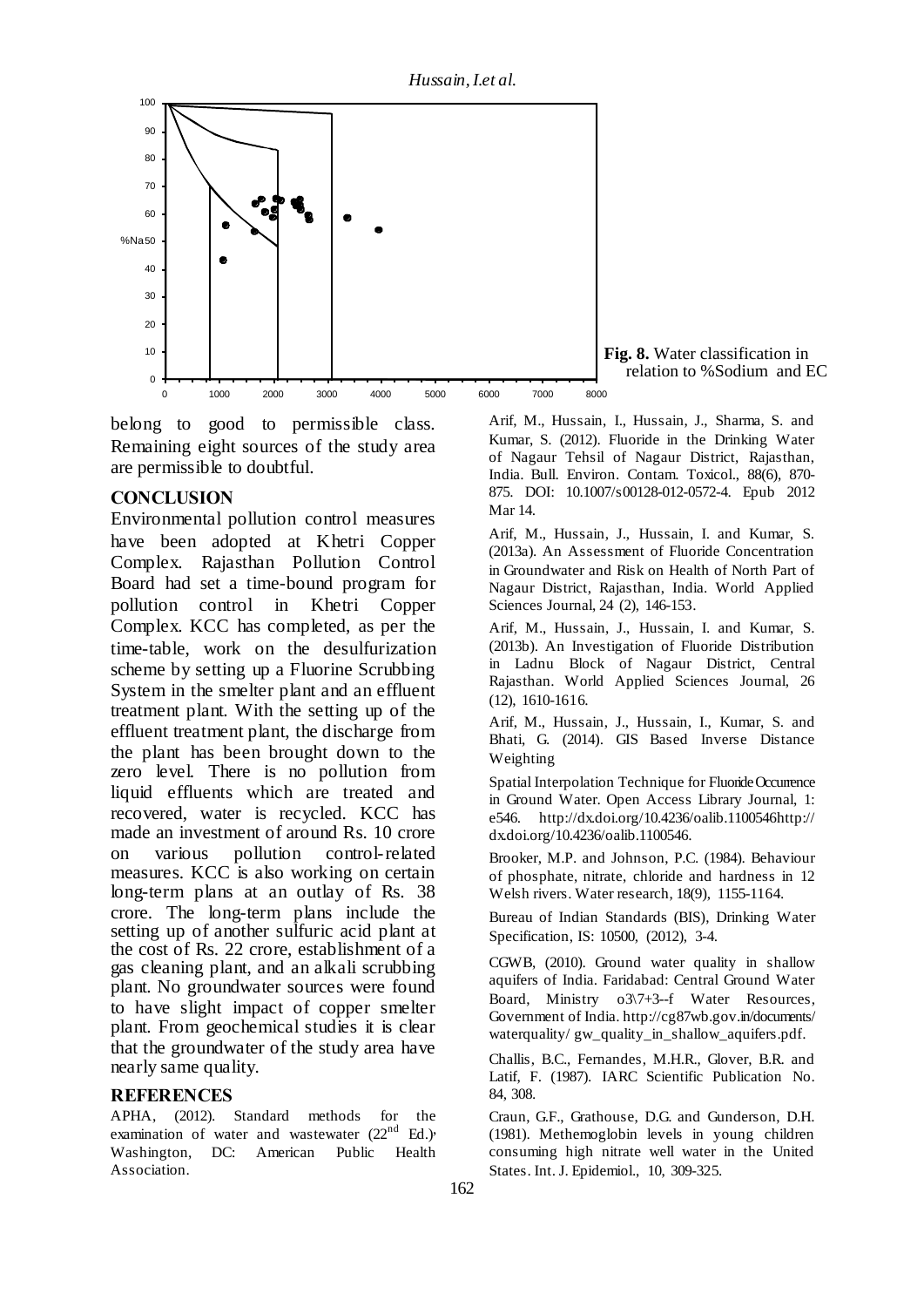**Fig. 8.** Water classification in relation to %Sodium and EC

belong to good to permissible class. Remaining eight sources of the study area are permissible to doubtful.

## CONCLUSION

Environmental pollution control measures have been adopted at Khetri Copper Complex. Rajasthan Pollution Control Board had set a time-bound program for pollution control in Khetri Copper Complex. KCC has completed, as per the time-table, work on the desulfurization scheme by setting up a Fluorine Scrubbing System in the smelter plant and an effluent treatment plant. With the setting up of the effluent treatment plant, the discharge from the plant has been brought down to the zero level. There is no pollution from liquid effluents which are treated and recovered, water is recycled. KCC has made an investment of around Rs. 10 crore on various pollution control-related measures. KCC is also working on certain long-term plans at an outlay of Rs. 38 crore. The long-term plans include the setting up of another sulfuric acid plant at the cost of Rs. 22 crore, establishment of a gas cleaning plant, and an alkali scrubbing plant. No groundwater sources were found to have slight impact of copper smelter plant. From geochemical studies it is clear that the groundwater of the study area have nearly same quality.

## REFERENCES

APHA, (2012). Standard methods for the examination of water and wastewater (22nd Ed.)، Washington, DC: American Public Health Association.

Arif, M., Hussain, I., Hussain, J., Sharma, S. and Kumar, S. (2012). Fluoride in the Drinking Water of Nagaur Tehsil of Nagaur District, Rajasthan, India. Bull. Environ. Contam. Toxicol., 88(6), 870-875. DOI: 10.1007/s00128-012-0572-4. Epub 2012 Mar 14.

Arif, M., Hussain, J., Hussain, I. and Kumar, S. (2013a). An Assessment of Fluoride Concentration in Groundwater and Risk on Health of North Part of Nagaur District, Rajasthan, India. World Applied Sciences Journal, 24 (2), 146-153.

Arif, M., Hussain, J., Hussain, I. and Kumar, S. (2013b). An Investigation of Fluoride Distribution in Ladnu Block of Nagaur District, Central Rajasthan. World Applied Sciences Journal, 26 (12), 1610-1616.

Arif, M., Hussain, J., Hussain, I., Kumar, S. and Bhati, G. (2014). GIS Based Inverse Distance Weighting

Spatial Interpolation Technique for Fluoride Occurrence in Ground Water. Open Access Library Journal, 1: e546. http://dx.doi.org/10.4236/oalib.1100546http://dx.doi.org/10.4236/oalib.1100546.

Brooker, M.P. and Johnson, P.C. (1984). Behaviour of phosphate, nitrate, chloride and hardness in 12 Welsh rivers. Water research, 18(9), 1155-1164.

Bureau of Indian Standards (BIS), Drinking Water Specification, IS: 10500, (2012), 3-4.

CGWB, (2010). Ground water quality in shallow aquifers of India. Faridabad: Central Ground Water Board, Ministry o3\7+3--f Water Resources, Government of India. http://cg87wb.gov.in/documents/waterquality/ gw_quality_in_shallow_aquifers.pdf.

Challis, B.C., Fernandes, M.H.R., Glover, B.R. and Latif, F. (1987). IARC Scientific Publication No. 84, 308.

Craun, G.F., Grathouse, D.G. and Gunderson, D.H. (1981). Methemoglobin levels in young children consuming high nitrate well water in the United States. Int. J. Epidemiol., 10, 309-325.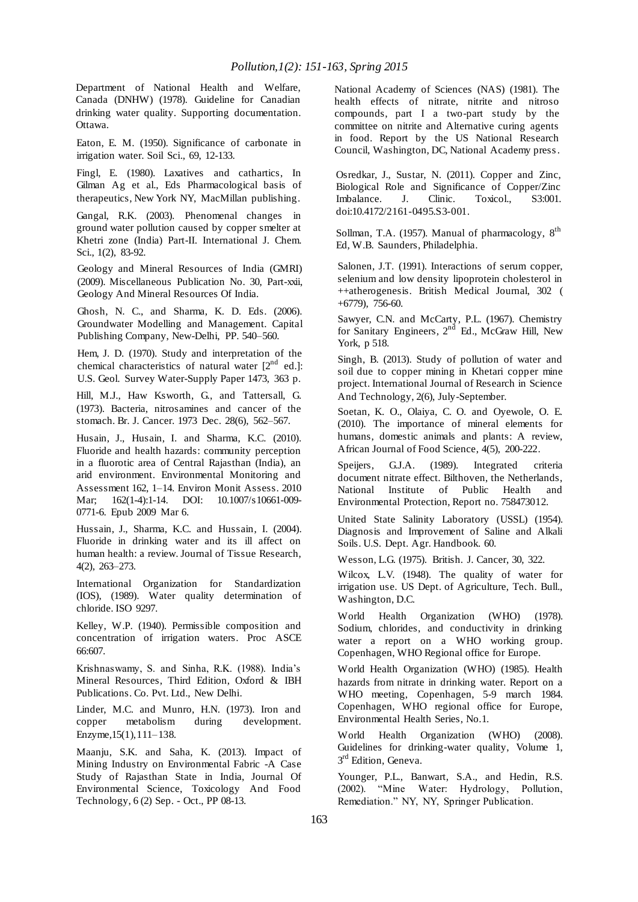Department of National Health and Welfare, Canada (DNHW) (1978). Guideline for Canadian drinking water quality. Supporting documentation. Ottawa.

Eaton, E. M. (1950). Significance of carbonate in irrigation water. Soil Sci., 69, 12-133.

Fingl, E. (1980). Laxatives and cathartics, In Gilman Ag et al., Eds Pharmacological basis of therapeutics, New York NY, MacMillan publishing.

Gangal, R.K. (2003). Phenomenal changes in ground water pollution caused by copper smelter at Khetri zone (India) Part-II. International J. Chem. Sci., 1(2), 83-92.

Geology and Mineral Resources of India (GMRI) (2009). Miscellaneous Publication No. 30, Part-xxii, Geology And Mineral Resources Of India.

Ghosh, N. C., and Sharma, K. D. Eds. (2006). Groundwater Modelling and Management. Capital Publishing Company, New-Delhi, PP. 540–560.

Hem, J. D. (1970). Study and interpretation of the chemical characteristics of natural water [2nd ed.]: U.S. Geol. Survey Water-Supply Paper 1473, 363 p.

Hill, M.J., Haw Ksworth, G., and Tattersall, G. (1973). Bacteria, nitrosamines and cancer of the stomach. Br. J. Cancer. 1973 Dec. 28(6), 562–567.

Husain, J., Husain, I. and Sharma, K.C. (2010). Fluoride and health hazards: community perception in a fluorotic area of Central Rajasthan (India), an arid environment. Environmental Monitoring and Assessment 162, 1–14. Environ Monit Assess. 2010 Mar; 162(1-4):1-14. DOI: 10.1007/s10661-009-0771-6. Epub 2009 Mar 6.

Hussain, J., Sharma, K.C. and Hussain, I. (2004). Fluoride in drinking water and its ill affect on human health: a review. Journal of Tissue Research, 4(2), 263–273.

International Organization for Standardization (IOS), (1989). Water quality determination of chloride. ISO 9297.

Kelley, W.P. (1940). Permissible composition and concentration of irrigation waters. Proc ASCE 66:607.

Krishnaswamy, S. and Sinha, R.K. (1988). India's Mineral Resources, Third Edition, Oxford & IBH Publications. Co. Pvt. Ltd., New Delhi.

Linder, M.C. and Munro, H.N. (1973). Iron and copper metabolism during development. Enzyme,15(1),111–138.

Maanju, S.K. and Saha, K. (2013). Impact of Mining Industry on Environmental Fabric -A Case Study of Rajasthan State in India, Journal Of Environmental Science, Toxicology And Food Technology, 6 (2) Sep. - Oct., PP 08-13.

National Academy of Sciences (NAS) (1981). The health effects of nitrate, nitrite and nitroso compounds, part I a two-part study by the committee on nitrite and Alternative curing agents in food. Report by the US National Research Council, Washington, DC, National Academy press.

Osredkar, J., Sustar, N. (2011). Copper and Zinc, Biological Role and Significance of Copper/Zinc Imbalance. J. Clinic. Toxicol., S3:001. doi:10.4172/2161-0495.S3-001.

Sollman, T.A. (1957). Manual of pharmacology, 8th Ed, W.B. Saunders, Philadelphia.

Salonen, J.T. (1991). Interactions of serum copper, selenium and low density lipoprotein cholesterol in ++atherogenesis. British Medical Journal, 302 ( +6779), 756-60.

Sawyer, C.N. and McCarty, P.L. (1967). Chemistry for Sanitary Engineers, 2nd Ed., McGraw Hill, New York, p 518.

Singh, B. (2013). Study of pollution of water and soil due to copper mining in Khetari copper mine project. International Journal of Research in Science And Technology, 2(6), July-September.

Soetan, K. O., Olaiya, C. O. and Oyewole, O. E. (2010). The importance of mineral elements for humans, domestic animals and plants: A review, African Journal of Food Science, 4(5), 200-222.

Speijers, G.J.A. (1989). Integrated criteria document nitrate effect. Bilthoven, the Netherlands, National Institute of Public Health and Environmental Protection, Report no. 758473012.

United State Salinity Laboratory (USSL) (1954). Diagnosis and Improvement of Saline and Alkali Soils. U.S. Dept. Agr. Handbook. 60.

Wesson, L.G. (1975). British. J. Cancer, 30, 322.

Wilcox, L.V. (1948). The quality of water for irrigation use. US Dept. of Agriculture, Tech. Bull., Washington, D.C.

World Health Organization (WHO) (1978). Sodium, chlorides, and conductivity in drinking water a report on a WHO working group. Copenhagen, WHO Regional office for Europe.

World Health Organization (WHO) (1985). Health hazards from nitrate in drinking water. Report on a WHO meeting, Copenhagen, 5-9 march 1984. Copenhagen, WHO regional office for Europe, Environmental Health Series, No.1.

World Health Organization (WHO) (2008). Guidelines for drinking-water quality, Volume 1, 3rd Edition, Geneva.

Younger, P.L., Banwart, S.A., and Hedin, R.S. (2002). "Mine Water: Hydrology, Pollution, Remediation." NY, NY, Springer Publication.